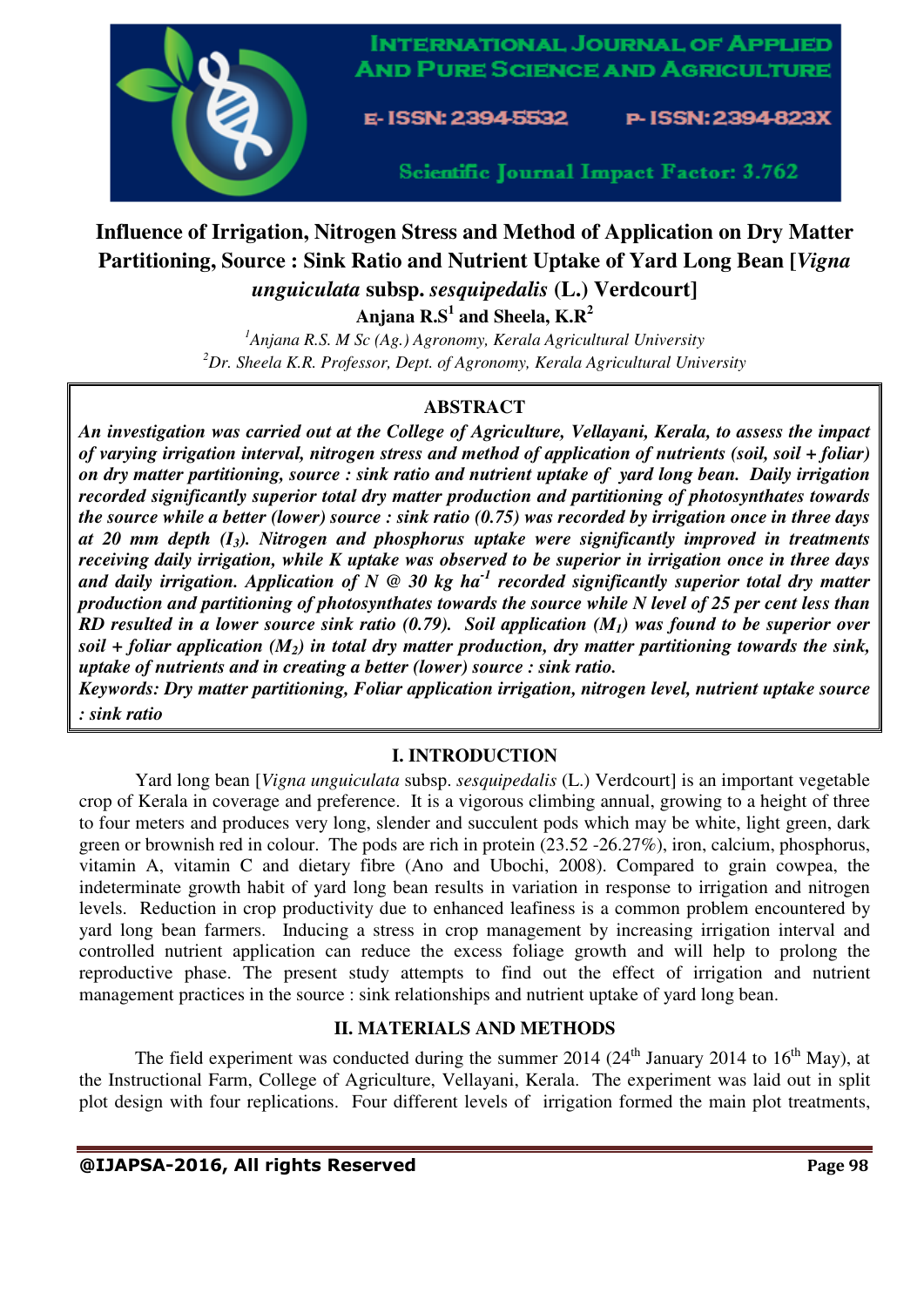# Influence of Irrigation, Nitrogen Stress and Method of Application on Dry Matter Partitioning, Source : Sink Ratio and Nutrient Uptake of Yard Long Bean [*Vigna unguiculata* subsp. *sesquipedalis* (L.) Verdcourt]

**Anjana R.S[1] and Sheela, K.R[2]**

[1]*Anjana R.S. M Sc (Ag.) Agronomy, Kerala Agricultural University*
[2]*Dr. Sheela K.R. Professor, Dept. of Agronomy, Kerala Agricultural University*

## ABSTRACT

***An investigation was carried out at the College of Agriculture, Vellayani, Kerala, to assess the impact of varying irrigation interval, nitrogen stress and method of application of nutrients (soil, soil + foliar) on dry matter partitioning, source : sink ratio and nutrient uptake of yard long bean. Daily irrigation recorded significantly superior total dry matter production and partitioning of photosynthates towards the source while a better (lower) source : sink ratio (0.75) was recorded by irrigation once in three days at 20 mm depth ($I_3$). Nitrogen and phosphorus uptake were significantly improved in treatments receiving daily irrigation, while K uptake was observed to be superior in irrigation once in three days and daily irrigation. Application of N @ 30 kg ha$^{-1}$ recorded significantly superior total dry matter production and partitioning of photosynthates towards the source while N level of 25 per cent less than RD resulted in a lower source sink ratio (0.79). Soil application ($M_1$) was found to be superior over soil + foliar application ($M_2$) in total dry matter production, dry matter partitioning towards the sink, uptake of nutrients and in creating a better (lower) source : sink ratio.***

***Keywords: Dry matter partitioning, Foliar application irrigation, nitrogen level, nutrient uptake source : sink ratio***

## I. INTRODUCTION

Yard long bean [*Vigna unguiculata* subsp. *sesquipedalis* (L.) Verdcourt] is an important vegetable crop of Kerala in coverage and preference. It is a vigorous climbing annual, growing to a height of three to four meters and produces very long, slender and succulent pods which may be white, light green, dark green or brownish red in colour. The pods are rich in protein (23.52 -26.27%), iron, calcium, phosphorus, vitamin A, vitamin C and dietary fibre (Ano and Ubochi, 2008). Compared to grain cowpea, the indeterminate growth habit of yard long bean results in variation in response to irrigation and nitrogen levels. Reduction in crop productivity due to enhanced leafiness is a common problem encountered by yard long bean farmers. Inducing a stress in crop management by increasing irrigation interval and controlled nutrient application can reduce the excess foliage growth and will help to prolong the reproductive phase. The present study attempts to find out the effect of irrigation and nutrient management practices in the source : sink relationships and nutrient uptake of yard long bean.

## II. MATERIALS AND METHODS

The field experiment was conducted during the summer 2014 (24th January 2014 to 16th May), at the Instructional Farm, College of Agriculture, Vellayani, Kerala. The experiment was laid out in split plot design with four replications. Four different levels of irrigation formed the main plot treatments,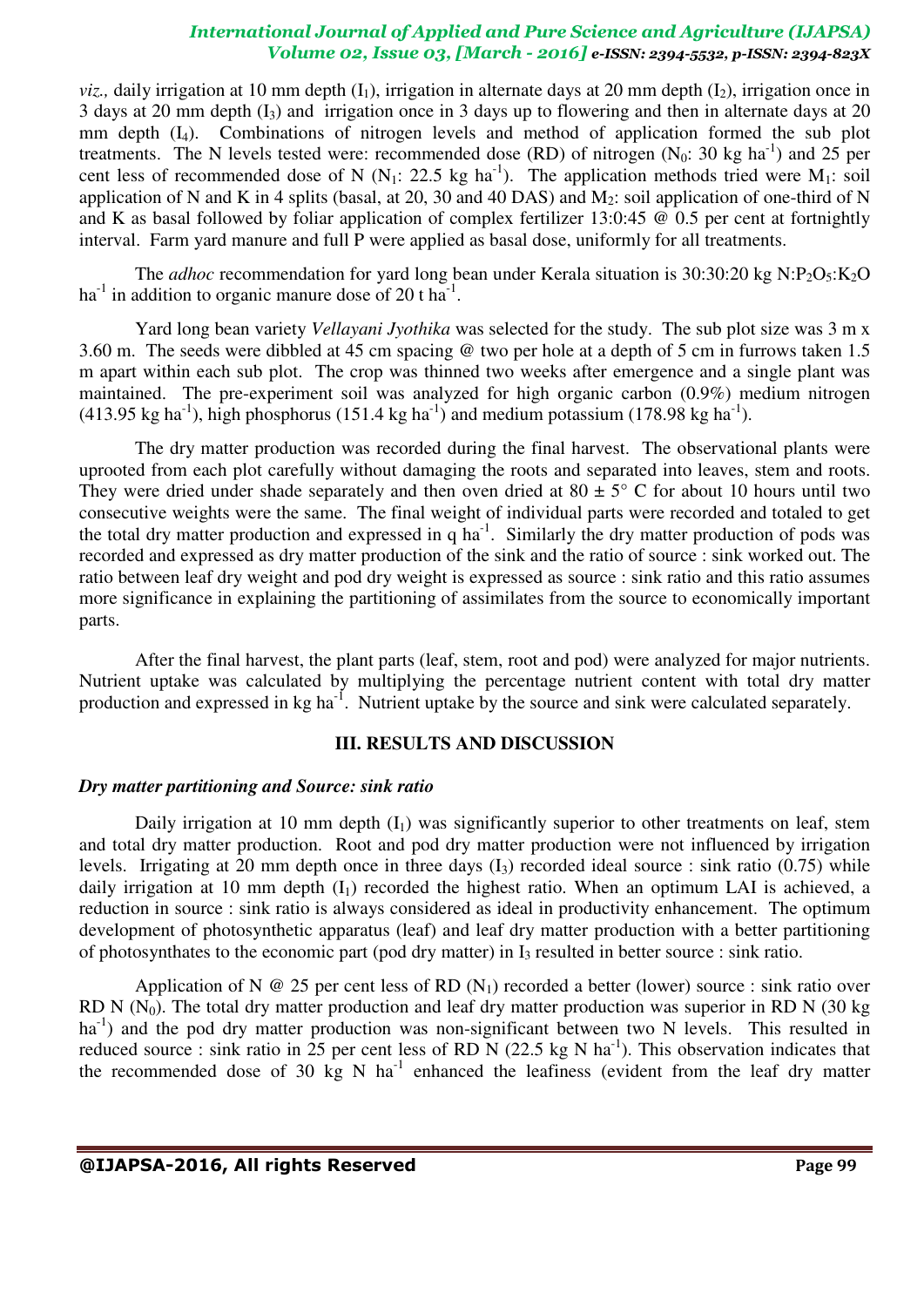*viz.,* daily irrigation at 10 mm depth ($I_1$), irrigation in alternate days at 20 mm depth ($I_2$), irrigation once in 3 days at 20 mm depth ($I_3$) and irrigation once in 3 days up to flowering and then in alternate days at 20 mm depth ($I_4$). Combinations of nitrogen levels and method of application formed the sub plot treatments. The N levels tested were: recommended dose (RD) of nitrogen ($N_0$: 30 kg $ha^{-1}$) and 25 per cent less of recommended dose of N ($N_1$: 22.5 kg $ha^{-1}$). The application methods tried were $M_1$: soil application of N and K in 4 splits (basal, at 20, 30 and 40 DAS) and $M_2$: soil application of one-third of N and K as basal followed by foliar application of complex fertilizer 13:0:45 @ 0.5 per cent at fortnightly interval. Farm yard manure and full P were applied as basal dose, uniformly for all treatments.

The *adhoc* recommendation for yard long bean under Kerala situation is 30:30:20 kg N:$P_2O_5$:$K_2O$ $ha^{-1}$ in addition to organic manure dose of 20 t $ha^{-1}$.

Yard long bean variety *Vellayani Jyothika* was selected for the study. The sub plot size was 3 m x 3.60 m. The seeds were dibbled at 45 cm spacing @ two per hole at a depth of 5 cm in furrows taken 1.5 m apart within each sub plot. The crop was thinned two weeks after emergence and a single plant was maintained. The pre-experiment soil was analyzed for high organic carbon (0.9%) medium nitrogen (413.95 kg $ha^{-1}$), high phosphorus (151.4 kg $ha^{-1}$) and medium potassium (178.98 kg $ha^{-1}$).

The dry matter production was recorded during the final harvest. The observational plants were uprooted from each plot carefully without damaging the roots and separated into leaves, stem and roots. They were dried under shade separately and then oven dried at $80 \pm 5°$ C for about 10 hours until two consecutive weights were the same. The final weight of individual parts were recorded and totaled to get the total dry matter production and expressed in q $ha^{-1}$. Similarly the dry matter production of pods was recorded and expressed as dry matter production of the sink and the ratio of source : sink worked out. The ratio between leaf dry weight and pod dry weight is expressed as source : sink ratio and this ratio assumes more significance in explaining the partitioning of assimilates from the source to economically important parts.

After the final harvest, the plant parts (leaf, stem, root and pod) were analyzed for major nutrients. Nutrient uptake was calculated by multiplying the percentage nutrient content with total dry matter production and expressed in kg $ha^{-1}$. Nutrient uptake by the source and sink were calculated separately.

## III. RESULTS AND DISCUSSION

### *Dry matter partitioning and Source: sink ratio*

Daily irrigation at 10 mm depth ($I_1$) was significantly superior to other treatments on leaf, stem and total dry matter production. Root and pod dry matter production were not influenced by irrigation levels. Irrigating at 20 mm depth once in three days ($I_3$) recorded ideal source : sink ratio (0.75) while daily irrigation at 10 mm depth ($I_1$) recorded the highest ratio. When an optimum LAI is achieved, a reduction in source : sink ratio is always considered as ideal in productivity enhancement. The optimum development of photosynthetic apparatus (leaf) and leaf dry matter production with a better partitioning of photosynthates to the economic part (pod dry matter) in $I_3$ resulted in better source : sink ratio.

Application of N @ 25 per cent less of RD ($N_1$) recorded a better (lower) source : sink ratio over RD N ($N_0$). The total dry matter production and leaf dry matter production was superior in RD N (30 kg $ha^{-1}$) and the pod dry matter production was non-significant between two N levels. This resulted in reduced source : sink ratio in 25 per cent less of RD N (22.5 kg N $ha^{-1}$). This observation indicates that the recommended dose of 30 kg N $ha^{-1}$ enhanced the leafiness (evident from the leaf dry matter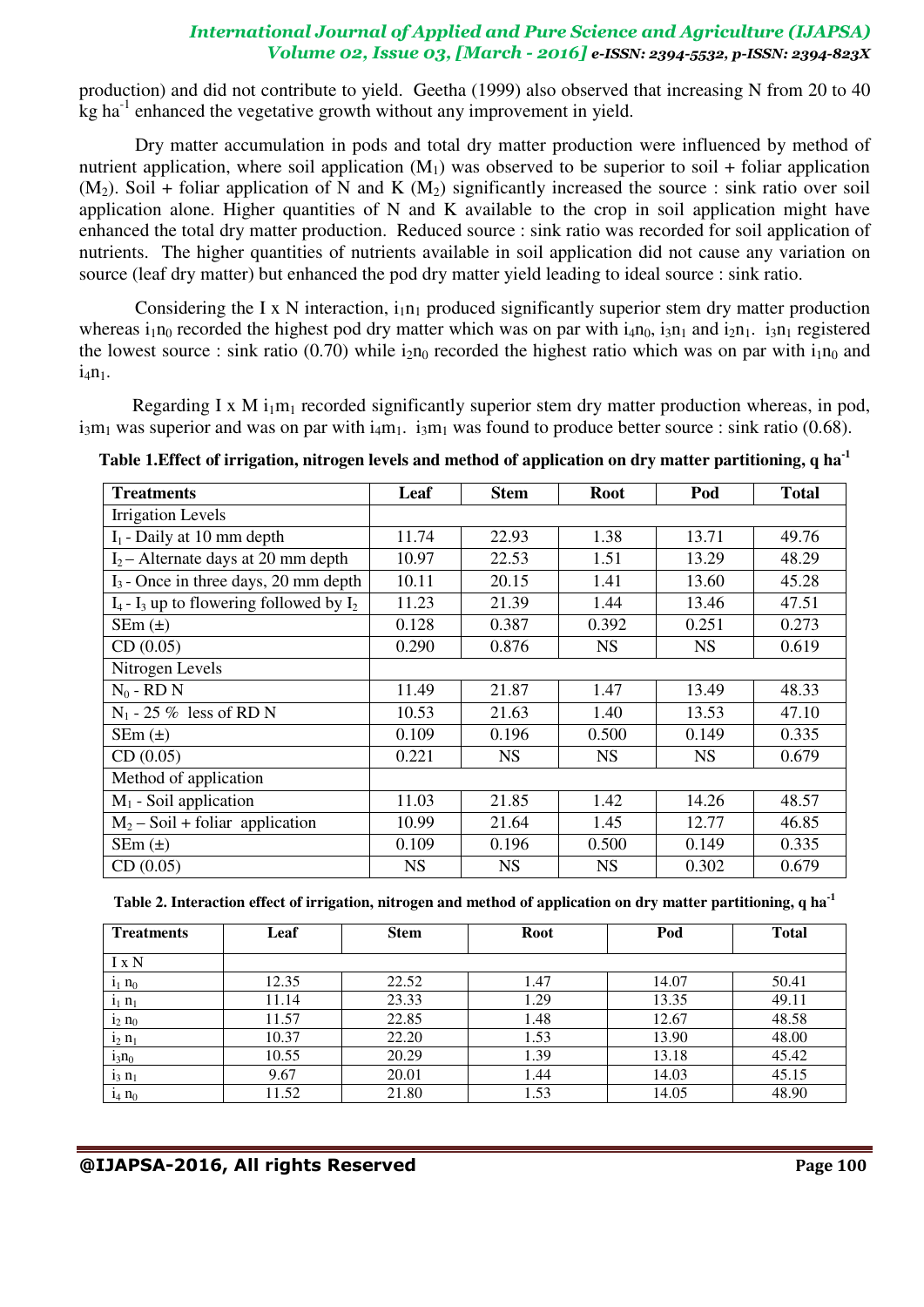production) and did not contribute to yield. Geetha (1999) also observed that increasing N from 20 to 40 kg ha$^{-1}$ enhanced the vegetative growth without any improvement in yield.

Dry matter accumulation in pods and total dry matter production were influenced by method of nutrient application, where soil application ($M_1$) was observed to be superior to soil + foliar application ($M_2$). Soil + foliar application of N and K ($M_2$) significantly increased the source : sink ratio over soil application alone. Higher quantities of N and K available to the crop in soil application might have enhanced the total dry matter production. Reduced source : sink ratio was recorded for soil application of nutrients. The higher quantities of nutrients available in soil application did not cause any variation on source (leaf dry matter) but enhanced the pod dry matter yield leading to ideal source : sink ratio.

Considering the I x N interaction, $i_1n_1$ produced significantly superior stem dry matter production whereas $i_1n_0$ recorded the highest pod dry matter which was on par with $i_4n_0$, $i_3n_1$ and $i_2n_1$. $i_3n_1$ registered the lowest source : sink ratio (0.70) while $i_2n_0$ recorded the highest ratio which was on par with $i_1n_0$ and $i_4n_1$.

Regarding I x M $i_1m_1$ recorded significantly superior stem dry matter production whereas, in pod, $i_3m_1$ was superior and was on par with $i_4m_1$. $i_3m_1$ was found to produce better source : sink ratio (0.68).

**Table 1.Effect of irrigation, nitrogen levels and method of application on dry matter partitioning, q ha$^{-1}$**

| Treatments | Leaf | Stem | Root | Pod | Total |
|---|---|---|---|---|---|
| Irrigation Levels | | | | | |
| $I_1$ - Daily at 10 mm depth | 11.74 | 22.93 | 1.38 | 13.71 | 49.76 |
| $I_2$ – Alternate days at 20 mm depth | 10.97 | 22.53 | 1.51 | 13.29 | 48.29 |
| $I_3$ - Once in three days, 20 mm depth | 10.11 | 20.15 | 1.41 | 13.60 | 45.28 |
| $I_4$ - $I_3$ up to flowering followed by $I_2$ | 11.23 | 21.39 | 1.44 | 13.46 | 47.51 |
| SEm (±) | 0.128 | 0.387 | 0.392 | 0.251 | 0.273 |
| CD (0.05) | 0.290 | 0.876 | NS | NS | 0.619 |
| Nitrogen Levels | | | | | |
| $N_0$ - RD N | 11.49 | 21.87 | 1.47 | 13.49 | 48.33 |
| $N_1$ - 25 % less of RD N | 10.53 | 21.63 | 1.40 | 13.53 | 47.10 |
| SEm (±) | 0.109 | 0.196 | 0.500 | 0.149 | 0.335 |
| CD (0.05) | 0.221 | NS | NS | NS | 0.679 |
| Method of application | | | | | |
| $M_1$ - Soil application | 11.03 | 21.85 | 1.42 | 14.26 | 48.57 |
| $M_2$ – Soil + foliar application | 10.99 | 21.64 | 1.45 | 12.77 | 46.85 |
| SEm (±) | 0.109 | 0.196 | 0.500 | 0.149 | 0.335 |
| CD (0.05) | NS | NS | NS | 0.302 | 0.679 |

**Table 2. Interaction effect of irrigation, nitrogen and method of application on dry matter partitioning, q ha$^{-1}$**

| Treatments | Leaf | Stem | Root | Pod | Total |
|---|---|---|---|---|---|
| I x N | | | | | |
| $i_1 n_0$ | 12.35 | 22.52 | 1.47 | 14.07 | 50.41 |
| $i_1 n_1$ | 11.14 | 23.33 | 1.29 | 13.35 | 49.11 |
| $i_2 n_0$ | 11.57 | 22.85 | 1.48 | 12.67 | 48.58 |
| $i_2 n_1$ | 10.37 | 22.20 | 1.53 | 13.90 | 48.00 |
| $i_3n_0$ | 10.55 | 20.29 | 1.39 | 13.18 | 45.42 |
| $i_3 n_1$ | 9.67 | 20.01 | 1.44 | 14.03 | 45.15 |
| $i_4 n_0$ | 11.52 | 21.80 | 1.53 | 14.05 | 48.90 |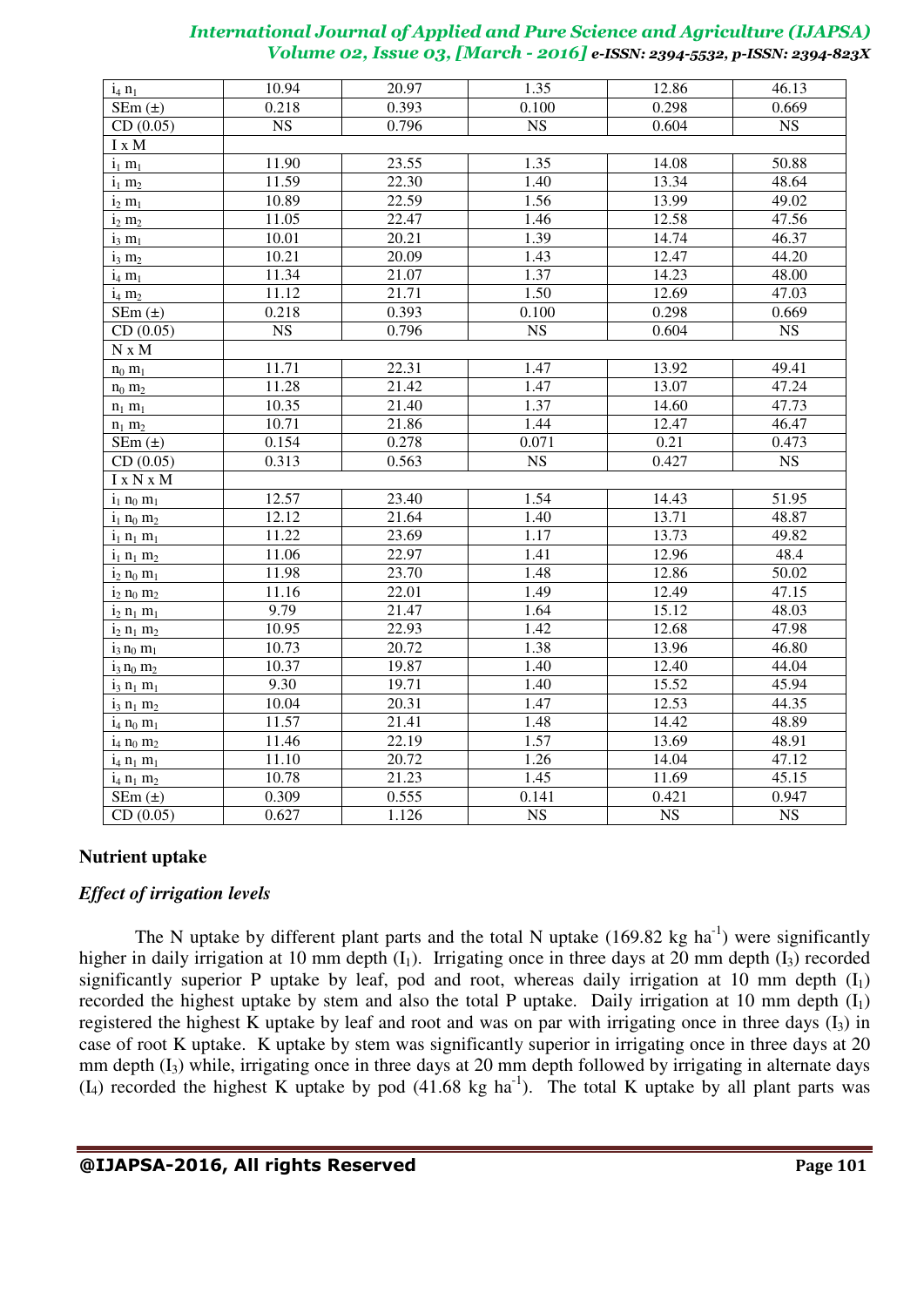| | | | | | |
|---|---|---|---|---|---|
| $i_4$ $n_1$ | 10.94 | 20.97 | 1.35 | 12.86 | 46.13 |
| SEm (±) | 0.218 | 0.393 | 0.100 | 0.298 | 0.669 |
| CD (0.05) | NS | 0.796 | NS | 0.604 | NS |
| I x M | | | | | |
| $i_1$ $m_1$ | 11.90 | 23.55 | 1.35 | 14.08 | 50.88 |
| $i_1$ $m_2$ | 11.59 | 22.30 | 1.40 | 13.34 | 48.64 |
| $i_2$ $m_1$ | 10.89 | 22.59 | 1.56 | 13.99 | 49.02 |
| $i_2$ $m_2$ | 11.05 | 22.47 | 1.46 | 12.58 | 47.56 |
| $i_3$ $m_1$ | 10.01 | 20.21 | 1.39 | 14.74 | 46.37 |
| $i_3$ $m_2$ | 10.21 | 20.09 | 1.43 | 12.47 | 44.20 |
| $i_4$ $m_1$ | 11.34 | 21.07 | 1.37 | 14.23 | 48.00 |
| $i_4$ $m_2$ | 11.12 | 21.71 | 1.50 | 12.69 | 47.03 |
| SEm (±) | 0.218 | 0.393 | 0.100 | 0.298 | 0.669 |
| CD (0.05) | NS | 0.796 | NS | 0.604 | NS |
| N x M | | | | | |
| $n_0$ $m_1$ | 11.71 | 22.31 | 1.47 | 13.92 | 49.41 |
| $n_0$ $m_2$ | 11.28 | 21.42 | 1.47 | 13.07 | 47.24 |
| $n_1$ $m_1$ | 10.35 | 21.40 | 1.37 | 14.60 | 47.73 |
| $n_1$ $m_2$ | 10.71 | 21.86 | 1.44 | 12.47 | 46.47 |
| SEm (±) | 0.154 | 0.278 | 0.071 | 0.21 | 0.473 |
| CD (0.05) | 0.313 | 0.563 | NS | 0.427 | NS |
| I x N x M | | | | | |
| $i_1$ $n_0$ $m_1$ | 12.57 | 23.40 | 1.54 | 14.43 | 51.95 |
| $i_1$ $n_0$ $m_2$ | 12.12 | 21.64 | 1.40 | 13.71 | 48.87 |
| $i_1$ $n_1$ $m_1$ | 11.22 | 23.69 | 1.17 | 13.73 | 49.82 |
| $i_1$ $n_1$ $m_2$ | 11.06 | 22.97 | 1.41 | 12.96 | 48.4 |
| $i_2$ $n_0$ $m_1$ | 11.98 | 23.70 | 1.48 | 12.86 | 50.02 |
| $i_2$ $n_0$ $m_2$ | 11.16 | 22.01 | 1.49 | 12.49 | 47.15 |
| $i_2$ $n_1$ $m_1$ | 9.79 | 21.47 | 1.64 | 15.12 | 48.03 |
| $i_2$ $n_1$ $m_2$ | 10.95 | 22.93 | 1.42 | 12.68 | 47.98 |
| $i_3$ $n_0$ $m_1$ | 10.73 | 20.72 | 1.38 | 13.96 | 46.80 |
| $i_3$ $n_0$ $m_2$ | 10.37 | 19.87 | 1.40 | 12.40 | 44.04 |
| $i_3$ $n_1$ $m_1$ | 9.30 | 19.71 | 1.40 | 15.52 | 45.94 |
| $i_3$ $n_1$ $m_2$ | 10.04 | 20.31 | 1.47 | 12.53 | 44.35 |
| $i_4$ $n_0$ $m_1$ | 11.57 | 21.41 | 1.48 | 14.42 | 48.89 |
| $i_4$ $n_0$ $m_2$ | 11.46 | 22.19 | 1.57 | 13.69 | 48.91 |
| $i_4$ $n_1$ $m_1$ | 11.10 | 20.72 | 1.26 | 14.04 | 47.12 |
| $i_4$ $n_1$ $m_2$ | 10.78 | 21.23 | 1.45 | 11.69 | 45.15 |
| SEm (±) | 0.309 | 0.555 | 0.141 | 0.421 | 0.947 |
| CD (0.05) | 0.627 | 1.126 | NS | NS | NS |

## Nutrient uptake

### *Effect of irrigation levels*

The N uptake by different plant parts and the total N uptake (169.82 kg ha$^{-1}$) were significantly higher in daily irrigation at 10 mm depth ($I_1$). Irrigating once in three days at 20 mm depth ($I_3$) recorded significantly superior P uptake by leaf, pod and root, whereas daily irrigation at 10 mm depth ($I_1$) recorded the highest uptake by stem and also the total P uptake. Daily irrigation at 10 mm depth ($I_1$) registered the highest K uptake by leaf and root and was on par with irrigating once in three days ($I_3$) in case of root K uptake. K uptake by stem was significantly superior in irrigating once in three days at 20 mm depth ($I_3$) while, irrigating once in three days at 20 mm depth followed by irrigating in alternate days ($I_4$) recorded the highest K uptake by pod (41.68 kg ha$^{-1}$). The total K uptake by all plant parts was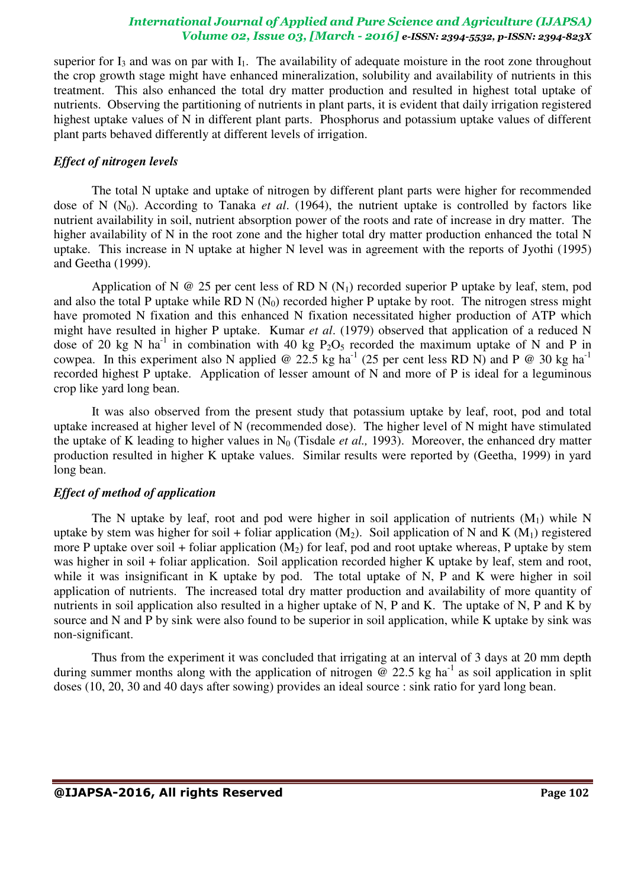superior for $I_3$ and was on par with $I_1$. The availability of adequate moisture in the root zone throughout the crop growth stage might have enhanced mineralization, solubility and availability of nutrients in this treatment. This also enhanced the total dry matter production and resulted in highest total uptake of nutrients. Observing the partitioning of nutrients in plant parts, it is evident that daily irrigation registered highest uptake values of N in different plant parts. Phosphorus and potassium uptake values of different plant parts behaved differently at different levels of irrigation.

### *Effect of nitrogen levels*

The total N uptake and uptake of nitrogen by different plant parts were higher for recommended dose of N ($N_0$). According to Tanaka *et al*. (1964), the nutrient uptake is controlled by factors like nutrient availability in soil, nutrient absorption power of the roots and rate of increase in dry matter. The higher availability of N in the root zone and the higher total dry matter production enhanced the total N uptake. This increase in N uptake at higher N level was in agreement with the reports of Jyothi (1995) and Geetha (1999).

Application of N @ 25 per cent less of RD N ($N_1$) recorded superior P uptake by leaf, stem, pod and also the total P uptake while RD N ($N_0$) recorded higher P uptake by root. The nitrogen stress might have promoted N fixation and this enhanced N fixation necessitated higher production of ATP which might have resulted in higher P uptake. Kumar *et al*. (1979) observed that application of a reduced N dose of 20 kg N $ha^{-1}$ in combination with 40 kg $P_2O_5$ recorded the maximum uptake of N and P in cowpea. In this experiment also N applied @ 22.5 kg $ha^{-1}$ (25 per cent less RD N) and P @ 30 kg $ha^{-1}$ recorded highest P uptake. Application of lesser amount of N and more of P is ideal for a leguminous crop like yard long bean.

It was also observed from the present study that potassium uptake by leaf, root, pod and total uptake increased at higher level of N (recommended dose). The higher level of N might have stimulated the uptake of K leading to higher values in $N_0$ (Tisdale *et al.,* 1993). Moreover, the enhanced dry matter production resulted in higher K uptake values. Similar results were reported by (Geetha, 1999) in yard long bean.

### *Effect of method of application*

The N uptake by leaf, root and pod were higher in soil application of nutrients ($M_1$) while N uptake by stem was higher for soil + foliar application ($M_2$). Soil application of N and K ($M_1$) registered more P uptake over soil + foliar application ($M_2$) for leaf, pod and root uptake whereas, P uptake by stem was higher in soil + foliar application. Soil application recorded higher K uptake by leaf, stem and root, while it was insignificant in K uptake by pod. The total uptake of N, P and K were higher in soil application of nutrients. The increased total dry matter production and availability of more quantity of nutrients in soil application also resulted in a higher uptake of N, P and K. The uptake of N, P and K by source and N and P by sink were also found to be superior in soil application, while K uptake by sink was non-significant.

Thus from the experiment it was concluded that irrigating at an interval of 3 days at 20 mm depth during summer months along with the application of nitrogen @ 22.5 kg $ha^{-1}$ as soil application in split doses (10, 20, 30 and 40 days after sowing) provides an ideal source : sink ratio for yard long bean.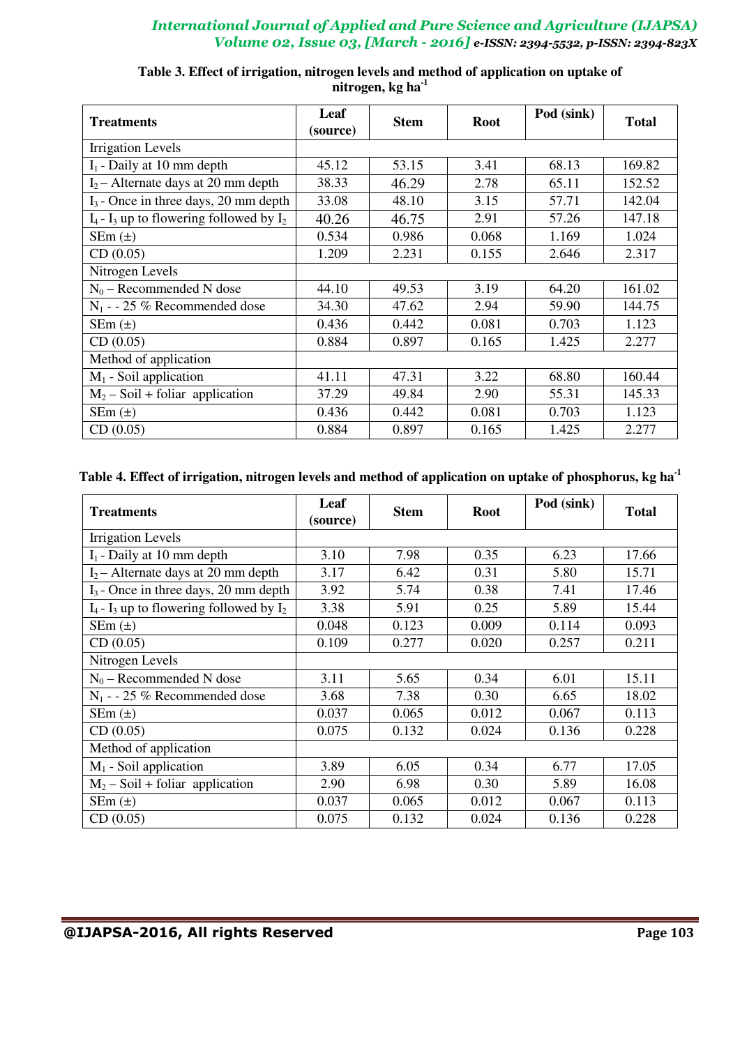**Table 3. Effect of irrigation, nitrogen levels and method of application on uptake of nitrogen, kg ha$^{-1}$**

| Treatments | Leaf (source) | Stem | Root | Pod (sink) | Total |
|---|---|---|---|---|---|
| Irrigation Levels | | | | | |
| $I_1$ - Daily at 10 mm depth | 45.12 | 53.15 | 3.41 | 68.13 | 169.82 |
| $I_2$ – Alternate days at 20 mm depth | 38.33 | 46.29 | 2.78 | 65.11 | 152.52 |
| $I_3$ - Once in three days, 20 mm depth | 33.08 | 48.10 | 3.15 | 57.71 | 142.04 |
| $I_4$ - $I_3$ up to flowering followed by $I_2$ | 40.26 | 46.75 | 2.91 | 57.26 | 147.18 |
| SEm (±) | 0.534 | 0.986 | 0.068 | 1.169 | 1.024 |
| CD (0.05) | 1.209 | 2.231 | 0.155 | 2.646 | 2.317 |
| Nitrogen Levels | | | | | |
| $N_0$ – Recommended N dose | 44.10 | 49.53 | 3.19 | 64.20 | 161.02 |
| $N_1$ - - 25 % Recommended dose | 34.30 | 47.62 | 2.94 | 59.90 | 144.75 |
| SEm (±) | 0.436 | 0.442 | 0.081 | 0.703 | 1.123 |
| CD (0.05) | 0.884 | 0.897 | 0.165 | 1.425 | 2.277 |
| Method of application | | | | | |
| $M_1$ - Soil application | 41.11 | 47.31 | 3.22 | 68.80 | 160.44 |
| $M_2$ – Soil + foliar application | 37.29 | 49.84 | 2.90 | 55.31 | 145.33 |
| SEm (±) | 0.436 | 0.442 | 0.081 | 0.703 | 1.123 |
| CD (0.05) | 0.884 | 0.897 | 0.165 | 1.425 | 2.277 |

**Table 4. Effect of irrigation, nitrogen levels and method of application on uptake of phosphorus, kg ha$^{-1}$**

| Treatments | Leaf (source) | Stem | Root | Pod (sink) | Total |
|---|---|---|---|---|---|
| Irrigation Levels | | | | | |
| $I_1$ - Daily at 10 mm depth | 3.10 | 7.98 | 0.35 | 6.23 | 17.66 |
| $I_2$ – Alternate days at 20 mm depth | 3.17 | 6.42 | 0.31 | 5.80 | 15.71 |
| $I_3$ - Once in three days, 20 mm depth | 3.92 | 5.74 | 0.38 | 7.41 | 17.46 |
| $I_4$ - $I_3$ up to flowering followed by $I_2$ | 3.38 | 5.91 | 0.25 | 5.89 | 15.44 |
| SEm (±) | 0.048 | 0.123 | 0.009 | 0.114 | 0.093 |
| CD (0.05) | 0.109 | 0.277 | 0.020 | 0.257 | 0.211 |
| Nitrogen Levels | | | | | |
| $N_0$ – Recommended N dose | 3.11 | 5.65 | 0.34 | 6.01 | 15.11 |
| $N_1$ - - 25 % Recommended dose | 3.68 | 7.38 | 0.30 | 6.65 | 18.02 |
| SEm (±) | 0.037 | 0.065 | 0.012 | 0.067 | 0.113 |
| CD (0.05) | 0.075 | 0.132 | 0.024 | 0.136 | 0.228 |
| Method of application | | | | | |
| $M_1$ - Soil application | 3.89 | 6.05 | 0.34 | 6.77 | 17.05 |
| $M_2$ – Soil + foliar application | 2.90 | 6.98 | 0.30 | 5.89 | 16.08 |
| SEm (±) | 0.037 | 0.065 | 0.012 | 0.067 | 0.113 |
| CD (0.05) | 0.075 | 0.132 | 0.024 | 0.136 | 0.228 |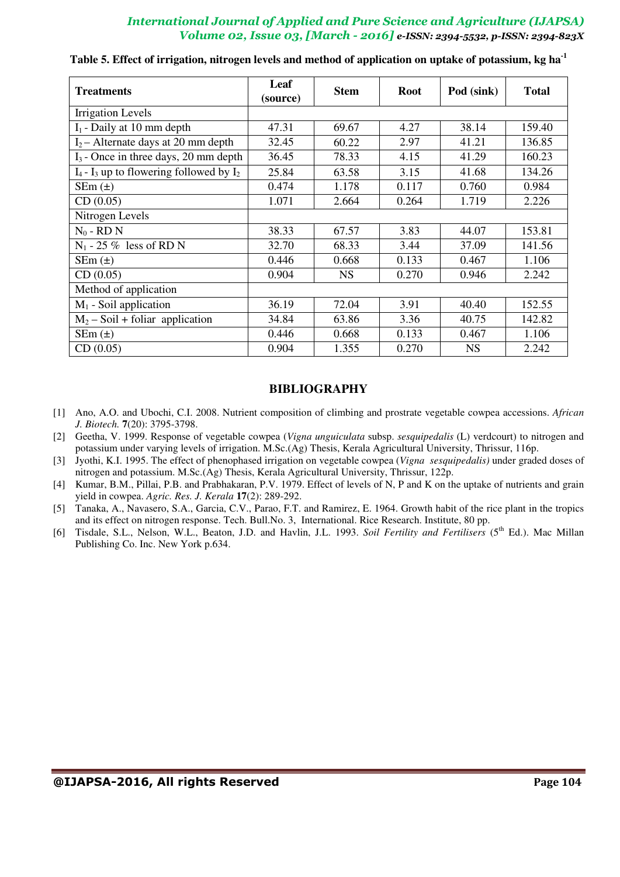**Table 5. Effect of irrigation, nitrogen levels and method of application on uptake of potassium, kg ha$^{-1}$**

| Treatments | Leaf (source) | Stem | Root | Pod (sink) | Total |
|---|---|---|---|---|---|
| Irrigation Levels | | | | | |
| $I_1$ - Daily at 10 mm depth | 47.31 | 69.67 | 4.27 | 38.14 | 159.40 |
| $I_2$ – Alternate days at 20 mm depth | 32.45 | 60.22 | 2.97 | 41.21 | 136.85 |
| $I_3$ - Once in three days, 20 mm depth | 36.45 | 78.33 | 4.15 | 41.29 | 160.23 |
| $I_4$ - $I_3$ up to flowering followed by $I_2$ | 25.84 | 63.58 | 3.15 | 41.68 | 134.26 |
| SEm (±) | 0.474 | 1.178 | 0.117 | 0.760 | 0.984 |
| CD (0.05) | 1.071 | 2.664 | 0.264 | 1.719 | 2.226 |
| Nitrogen Levels | | | | | |
| $N_0$ - RD N | 38.33 | 67.57 | 3.83 | 44.07 | 153.81 |
| $N_1$ - 25 % less of RD N | 32.70 | 68.33 | 3.44 | 37.09 | 141.56 |
| SEm (±) | 0.446 | 0.668 | 0.133 | 0.467 | 1.106 |
| CD (0.05) | 0.904 | NS | 0.270 | 0.946 | 2.242 |
| Method of application | | | | | |
| $M_1$ - Soil application | 36.19 | 72.04 | 3.91 | 40.40 | 152.55 |
| $M_2$ – Soil + foliar application | 34.84 | 63.86 | 3.36 | 40.75 | 142.82 |
| SEm (±) | 0.446 | 0.668 | 0.133 | 0.467 | 1.106 |
| CD (0.05) | 0.904 | 1.355 | 0.270 | NS | 2.242 |

## BIBLIOGRAPHY

[1] Ano, A.O. and Ubochi, C.I. 2008. Nutrient composition of climbing and prostrate vegetable cowpea accessions. *African J. Biotech.* **7**(20): 3795-3798.

[2] Geetha, V. 1999. Response of vegetable cowpea (*Vigna unguiculata* subsp. *sesquipedalis* (L) verdcourt) to nitrogen and potassium under varying levels of irrigation. M.Sc.(Ag) Thesis, Kerala Agricultural University, Thrissur, 116p.

[3] Jyothi, K.I. 1995. The effect of phenophased irrigation on vegetable cowpea (*Vigna sesquipedalis)* under graded doses of nitrogen and potassium. M.Sc.(Ag) Thesis, Kerala Agricultural University, Thrissur, 122p.

[4] Kumar, B.M., Pillai, P.B. and Prabhakaran, P.V. 1979. Effect of levels of N, P and K on the uptake of nutrients and grain yield in cowpea. *Agric. Res. J. Kerala* **17**(2): 289-292.

[5] Tanaka, A., Navasero, S.A., Garcia, C.V., Parao, F.T. and Ramirez, E. 1964. Growth habit of the rice plant in the tropics and its effect on nitrogen response. Tech. Bull.No. 3, International. Rice Research. Institute, 80 pp.

[6] Tisdale, S.L., Nelson, W.L., Beaton, J.D. and Havlin, J.L. 1993. *Soil Fertility and Fertilisers* (5th Ed.). Mac Millan Publishing Co. Inc. New York p.634.